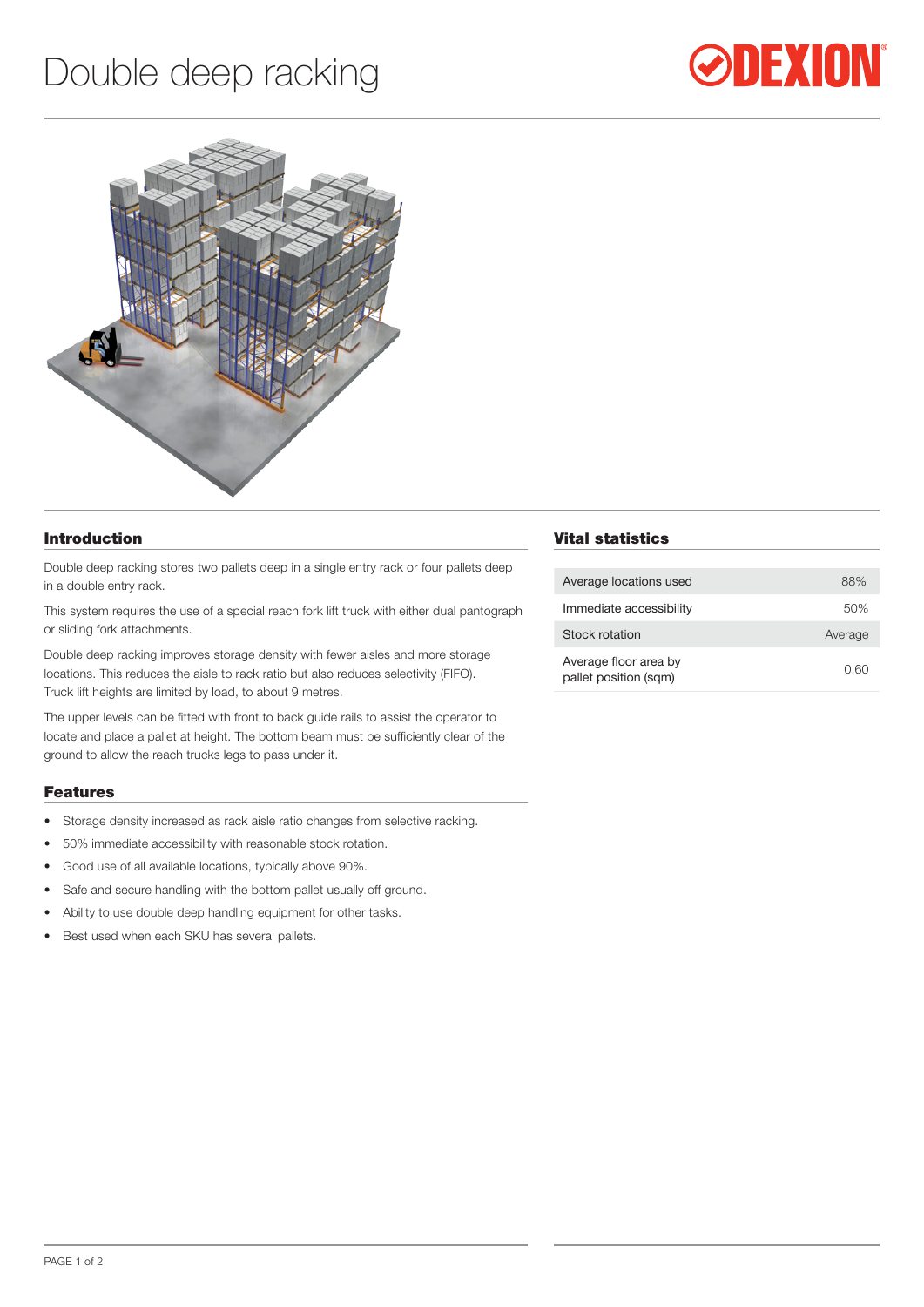# Double deep racking

## Introduction

Double deep racking stores two pallets deep in a single entry rack or four pallets deep in a double entry rack.

This system requires the use of a special reach fork lift truck with either dual pantograph or sliding fork attachments.

Double deep racking improves storage density with fewer aisles and more storage locations. This reduces the aisle to rack ratio but also reduces selectivity (FIFO). Truck lift heights are limited by load, to about 9 metres.

The upper levels can be fitted with front to back guide rails to assist the operator to locate and place a pallet at height. The bottom beam must be sufficiently clear of the ground to allow the reach trucks legs to pass under it.

## Features

- Storage density increased as rack aisle ratio changes from selective racking.
- 50% immediate accessibility with reasonable stock rotation.
- Good use of all available locations, typically above 90%.
- Safe and secure handling with the bottom pallet usually off ground.
- Ability to use double deep handling equipment for other tasks.
- Best used when each SKU has several pallets.

## Vital statistics

| | |
|---|---|
| Average locations used | 88% |
| Immediate accessibility | 50% |
| Stock rotation | Average |
| Average floor area by pallet position (sqm) | 0.60 |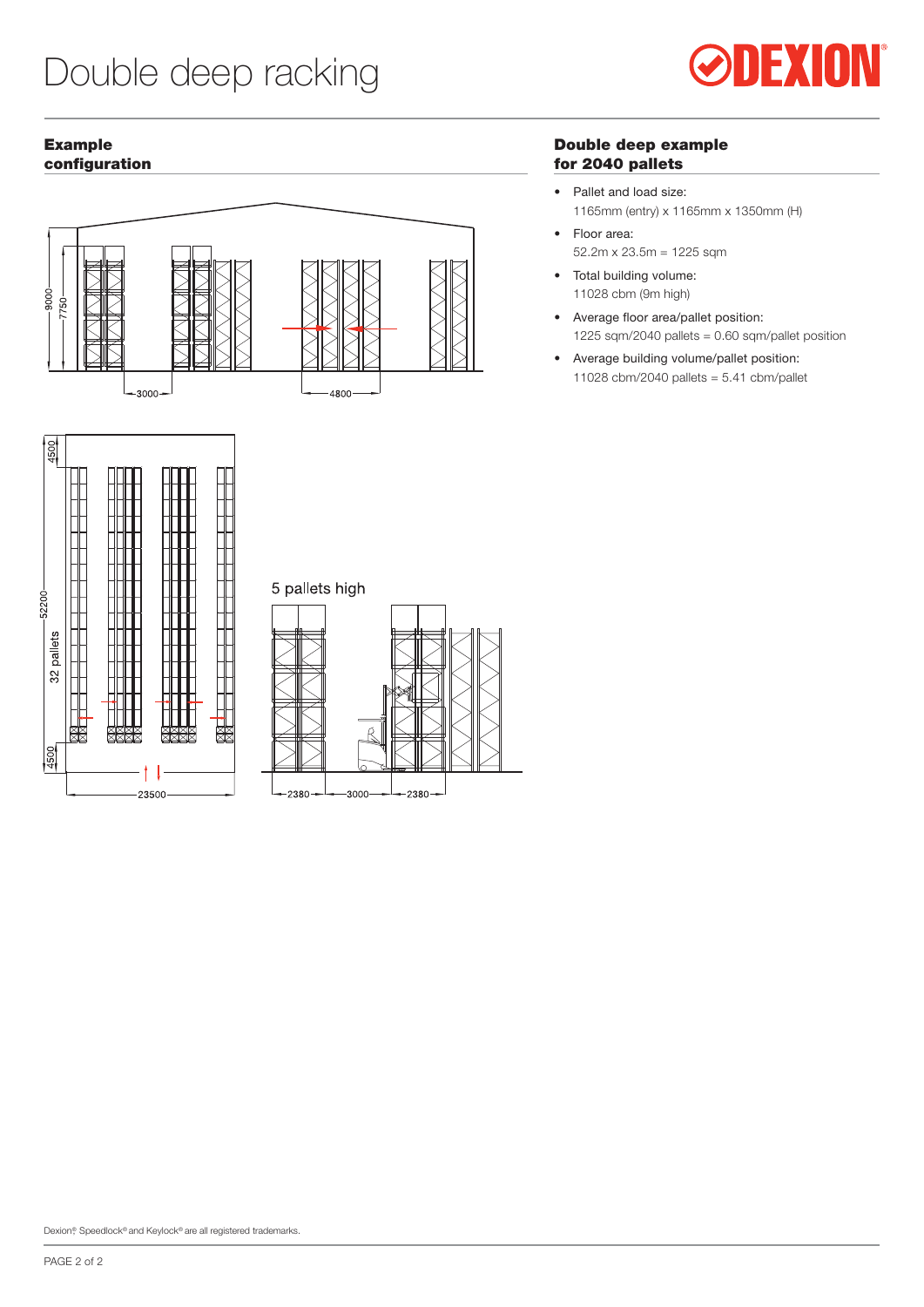# Double deep racking

DEXION

## Example configuration

9000
7750
3000
4800

4500
52200
32 pallets
4500
23500

5 pallets high

2380
3000
2380

## Double deep example for 2040 pallets

- Pallet and load size:
  1165mm (entry) x 1165mm x 1350mm (H)
- Floor area:
  52.2m x 23.5m = 1225 sqm
- Total building volume:
  11028 cbm (9m high)
- Average floor area/pallet position:
  1225 sqm/2040 pallets = 0.60 sqm/pallet position
- Average building volume/pallet position:
  11028 cbm/2040 pallets = 5.41 cbm/pallet

Dexion®, Speedlock® and Keylock® are all registered trademarks.